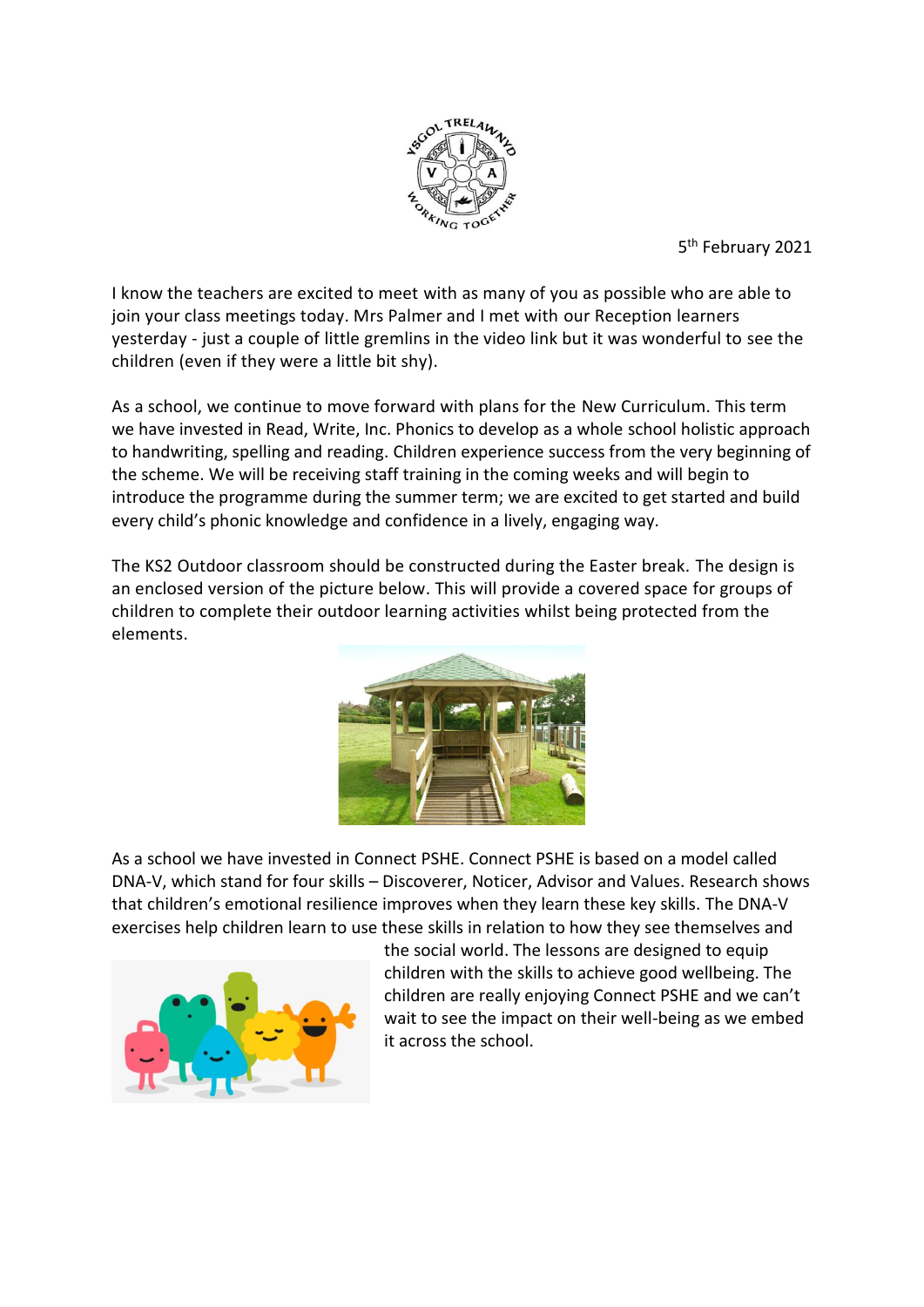YSGOL TRELAWNYD

WORKING TOGETHER

5th February 2021

I know the teachers are excited to meet with as many of you as possible who are able to join your class meetings today. Mrs Palmer and I met with our Reception learners yesterday - just a couple of little gremlins in the video link but it was wonderful to see the children (even if they were a little bit shy).

As a school, we continue to move forward with plans for the New Curriculum. This term we have invested in Read, Write, Inc. Phonics to develop as a whole school holistic approach to handwriting, spelling and reading. Children experience success from the very beginning of the scheme. We will be receiving staff training in the coming weeks and will begin to introduce the programme during the summer term; we are excited to get started and build every child's phonic knowledge and confidence in a lively, engaging way.

The KS2 Outdoor classroom should be constructed during the Easter break. The design is an enclosed version of the picture below. This will provide a covered space for groups of children to complete their outdoor learning activities whilst being protected from the elements.

As a school we have invested in Connect PSHE. Connect PSHE is based on a model called DNA-V, which stand for four skills – Discoverer, Noticer, Advisor and Values. Research shows that children's emotional resilience improves when they learn these key skills. The DNA-V exercises help children learn to use these skills in relation to how they see themselves and the social world. The lessons are designed to equip children with the skills to achieve good wellbeing. The children are really enjoying Connect PSHE and we can't wait to see the impact on their well-being as we embed it across the school.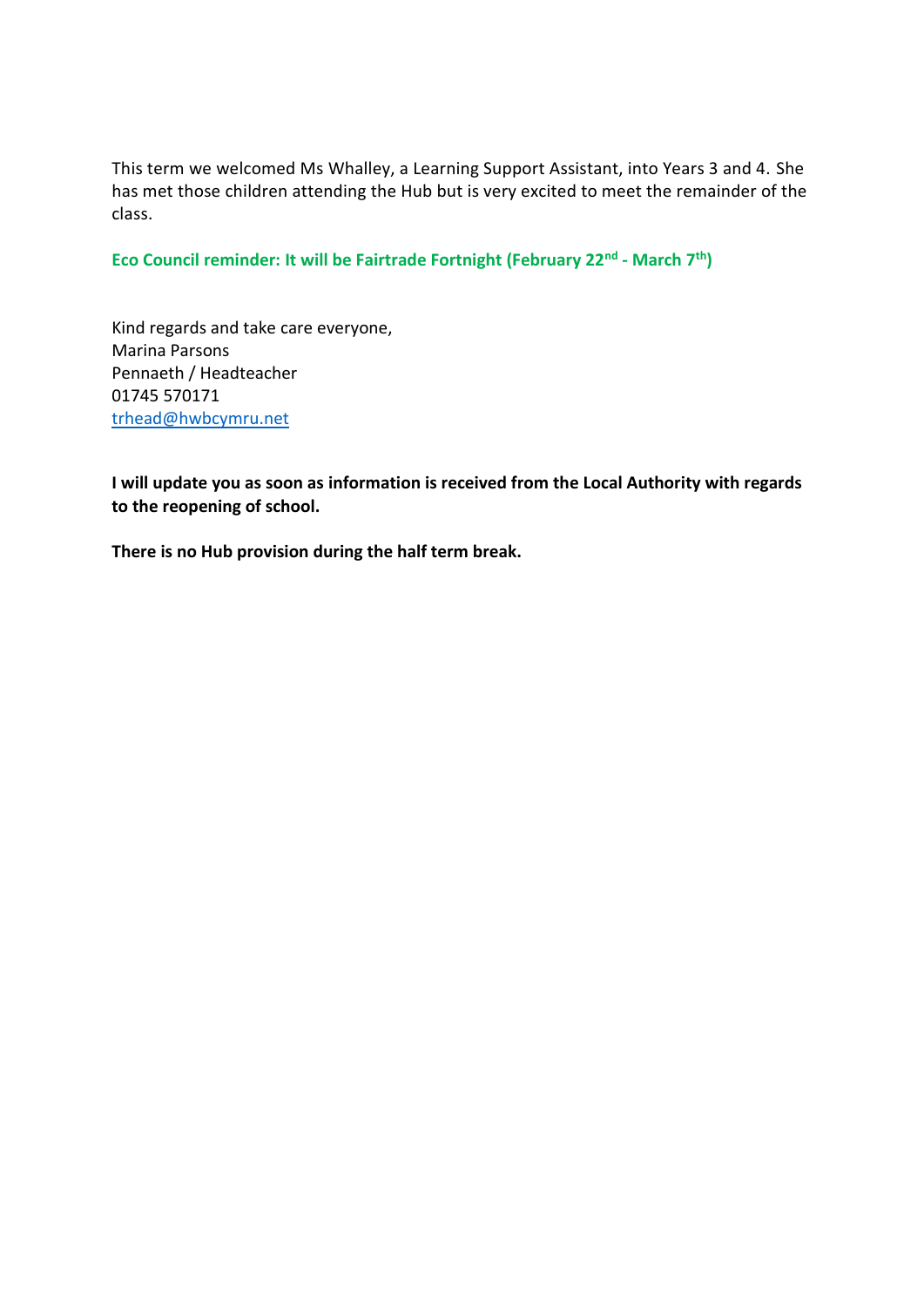This term we welcomed Ms Whalley, a Learning Support Assistant, into Years 3 and 4. She has met those children attending the Hub but is very excited to meet the remainder of the class.

**Eco Council reminder: It will be Fairtrade Fortnight (February 22nd - March 7th)**

Kind regards and take care everyone,
Marina Parsons
Pennaeth / Headteacher
01745 570171
trhead@hwbcymru.net

**I will update you as soon as information is received from the Local Authority with regards to the reopening of school.**

**There is no Hub provision during the half term break.**